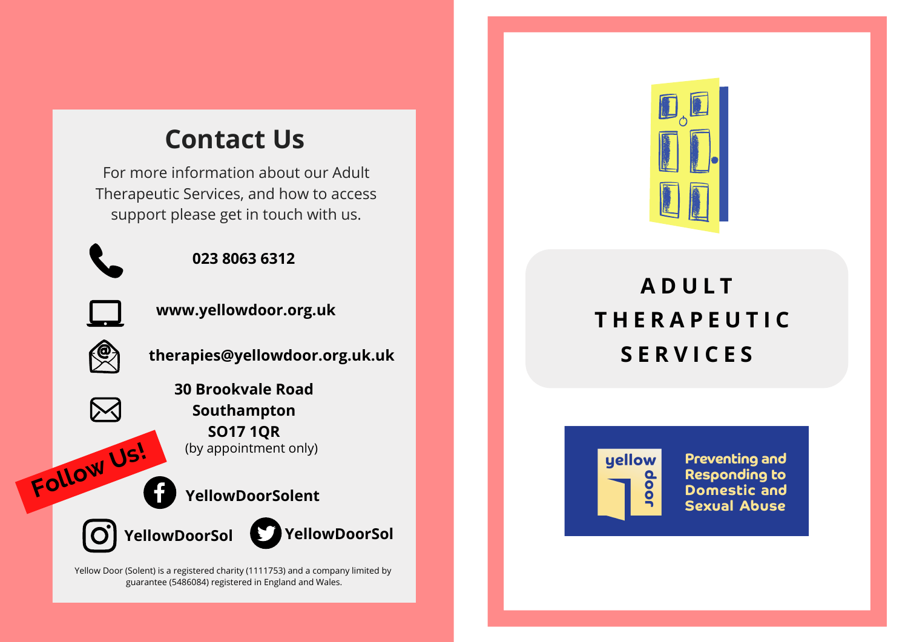## Contact Us

For more information about our Adult Therapeutic Services, and how to access support please get in touch with us.

**023 8063 6312**

**www.yellowdoor.org.uk**

**therapies@yellowdoor.org.uk.uk**

**30 Brookvale Road**
**Southampton**
**SO17 1QR**
(by appointment only)

**Follow Us!**

**YellowDoorSolent**

**YellowDoorSol**

**YellowDoorSol**

Yellow Door (Solent) is a registered charity (1111753) and a company limited by guarantee (5486084) registered in England and Wales.

# ADULT THERAPEUTIC SERVICES

yellow door

**Preventing and Responding to Domestic and Sexual Abuse**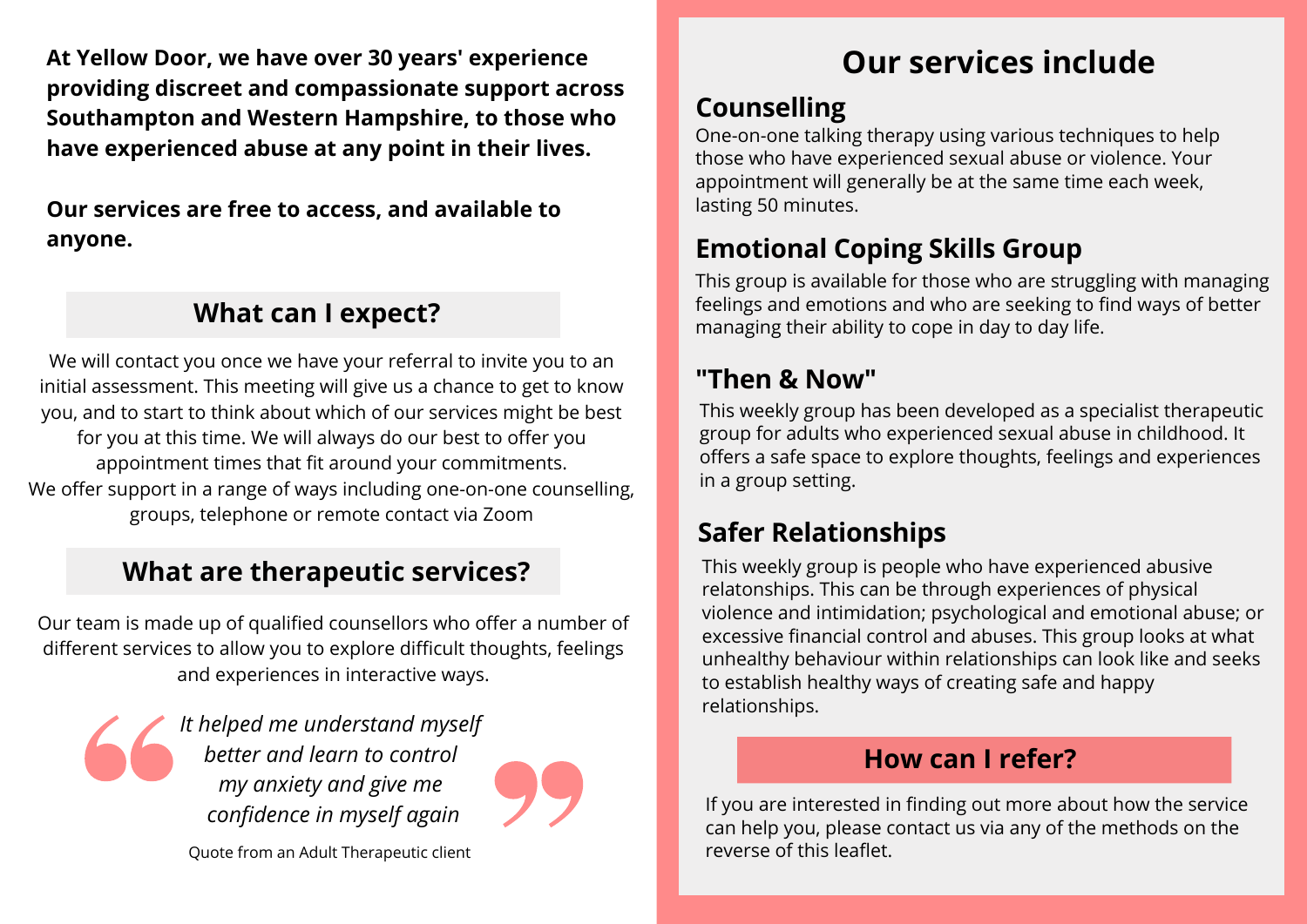**At Yellow Door, we have over 30 years' experience providing discreet and compassionate support across Southampton and Western Hampshire, to those who have experienced abuse at any point in their lives.**

**Our services are free to access, and available to anyone.**

## What can I expect?

We will contact you once we have your referral to invite you to an initial assessment. This meeting will give us a chance to get to know you, and to start to think about which of our services might be best for you at this time. We will always do our best to offer you appointment times that fit around your commitments.
We offer support in a range of ways including one-on-one counselling, groups, telephone or remote contact via Zoom

## What are therapeutic services?

Our team is made up of qualified counsellors who offer a number of different services to allow you to explore difficult thoughts, feelings and experiences in interactive ways.

> *It helped me understand myself better and learn to control my anxiety and give me confidence in myself again*

Quote from an Adult Therapeutic client

# Our services include

## Counselling

One-on-one talking therapy using various techniques to help those who have experienced sexual abuse or violence. Your appointment will generally be at the same time each week, lasting 50 minutes.

## Emotional Coping Skills Group

This group is available for those who are struggling with managing feelings and emotions and who are seeking to find ways of better managing their ability to cope in day to day life.

## "Then & Now"

This weekly group has been developed as a specialist therapeutic group for adults who experienced sexual abuse in childhood. It offers a safe space to explore thoughts, feelings and experiences in a group setting.

## Safer Relationships

This weekly group is people who have experienced abusive relatonships. This can be through experiences of physical violence and intimidation; psychological and emotional abuse; or excessive financial control and abuses. This group looks at what unhealthy behaviour within relationships can look like and seeks to establish healthy ways of creating safe and happy relationships.

## How can I refer?

If you are interested in finding out more about how the service can help you, please contact us via any of the methods on the reverse of this leaflet.